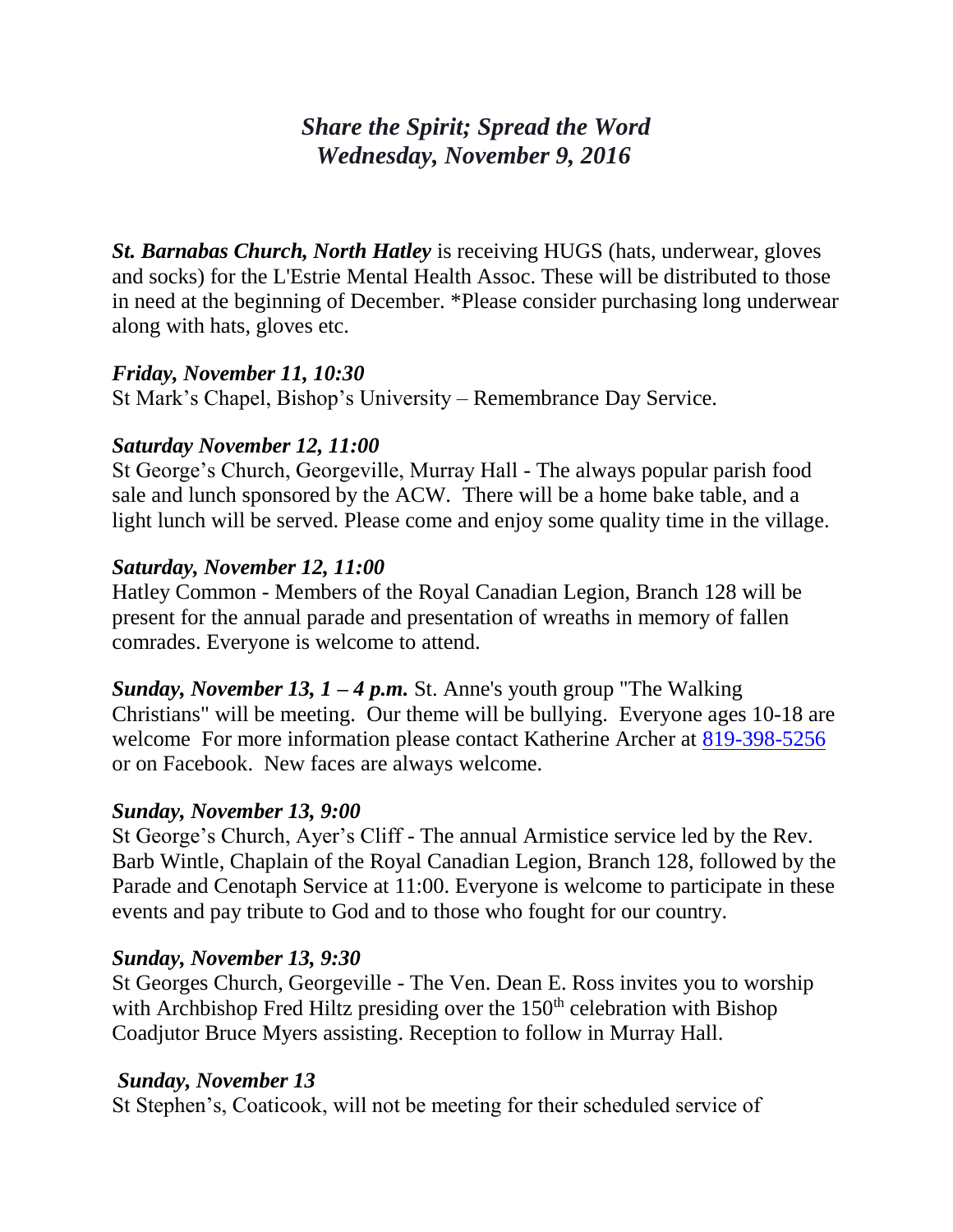# *Share the Spirit; Spread the Word*
## *Wednesday, November 9, 2016*

***St. Barnabas Church, North Hatley*** is receiving HUGS (hats, underwear, gloves and socks) for the L'Estrie Mental Health Assoc. These will be distributed to those in need at the beginning of December. *Please consider purchasing long underwear along with hats, gloves etc.

***Friday, November 11, 10:30***
St Mark's Chapel, Bishop's University – Remembrance Day Service.

***Saturday November 12, 11:00***
St George's Church, Georgeville, Murray Hall - The always popular parish food sale and lunch sponsored by the ACW. There will be a home bake table, and a light lunch will be served. Please come and enjoy some quality time in the village.

***Saturday, November 12, 11:00***
Hatley Common - Members of the Royal Canadian Legion, Branch 128 will be present for the annual parade and presentation of wreaths in memory of fallen comrades. Everyone is welcome to attend.

***Sunday, November 13, 1 – 4 p.m.*** St. Anne's youth group "The Walking Christians" will be meeting. Our theme will be bullying. Everyone ages 10-18 are welcome For more information please contact Katherine Archer at 819-398-5256 or on Facebook. New faces are always welcome.

***Sunday, November 13, 9:00***
St George's Church, Ayer's Cliff - The annual Armistice service led by the Rev. Barb Wintle, Chaplain of the Royal Canadian Legion, Branch 128, followed by the Parade and Cenotaph Service at 11:00. Everyone is welcome to participate in these events and pay tribute to God and to those who fought for our country.

***Sunday, November 13, 9:30***
St Georges Church, Georgeville - The Ven. Dean E. Ross invites you to worship with Archbishop Fred Hiltz presiding over the 150th celebration with Bishop Coadjutor Bruce Myers assisting. Reception to follow in Murray Hall.

***Sunday, November 13***
St Stephen's, Coaticook, will not be meeting for their scheduled service of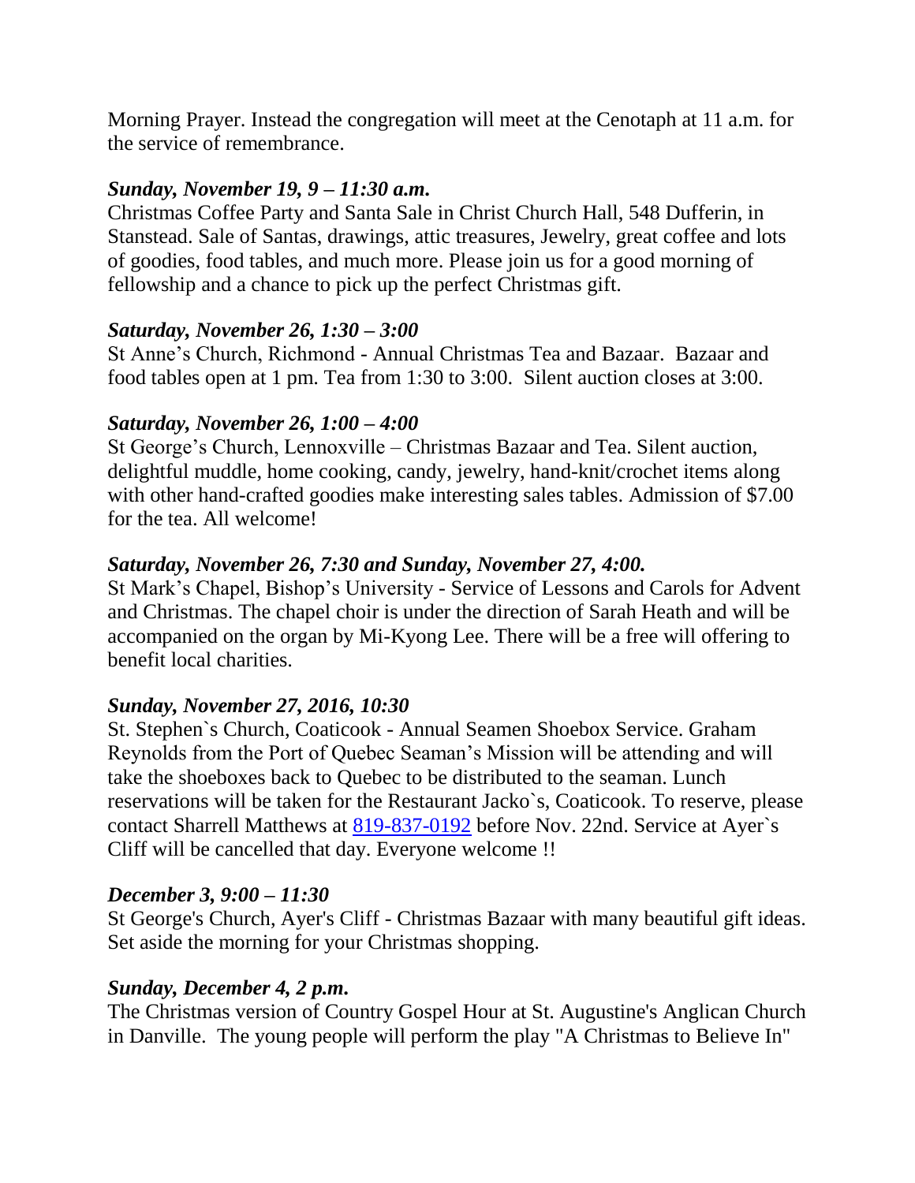Morning Prayer. Instead the congregation will meet at the Cenotaph at 11 a.m. for the service of remembrance.

***Sunday, November 19, 9 – 11:30 a.m.***
Christmas Coffee Party and Santa Sale in Christ Church Hall, 548 Dufferin, in Stanstead. Sale of Santas, drawings, attic treasures, Jewelry, great coffee and lots of goodies, food tables, and much more. Please join us for a good morning of fellowship and a chance to pick up the perfect Christmas gift.

***Saturday, November 26, 1:30 – 3:00***
St Anne's Church, Richmond - Annual Christmas Tea and Bazaar. Bazaar and food tables open at 1 pm. Tea from 1:30 to 3:00. Silent auction closes at 3:00.

***Saturday, November 26, 1:00 – 4:00***
St George's Church, Lennoxville – Christmas Bazaar and Tea. Silent auction, delightful muddle, home cooking, candy, jewelry, hand-knit/crochet items along with other hand-crafted goodies make interesting sales tables. Admission of $7.00 for the tea. All welcome!

***Saturday, November 26, 7:30 and Sunday, November 27, 4:00.***
St Mark's Chapel, Bishop's University - Service of Lessons and Carols for Advent and Christmas. The chapel choir is under the direction of Sarah Heath and will be accompanied on the organ by Mi-Kyong Lee. There will be a free will offering to benefit local charities.

***Sunday, November 27, 2016, 10:30***
St. Stephen`s Church, Coaticook - Annual Seamen Shoebox Service. Graham Reynolds from the Port of Quebec Seaman's Mission will be attending and will take the shoeboxes back to Quebec to be distributed to the seaman. Lunch reservations will be taken for the Restaurant Jacko`s, Coaticook. To reserve, please contact Sharrell Matthews at 819-837-0192 before Nov. 22nd. Service at Ayer`s Cliff will be cancelled that day. Everyone welcome !!

***December 3, 9:00 – 11:30***
St George's Church, Ayer's Cliff - Christmas Bazaar with many beautiful gift ideas. Set aside the morning for your Christmas shopping.

***Sunday, December 4, 2 p.m.***
The Christmas version of Country Gospel Hour at St. Augustine's Anglican Church in Danville. The young people will perform the play "A Christmas to Believe In"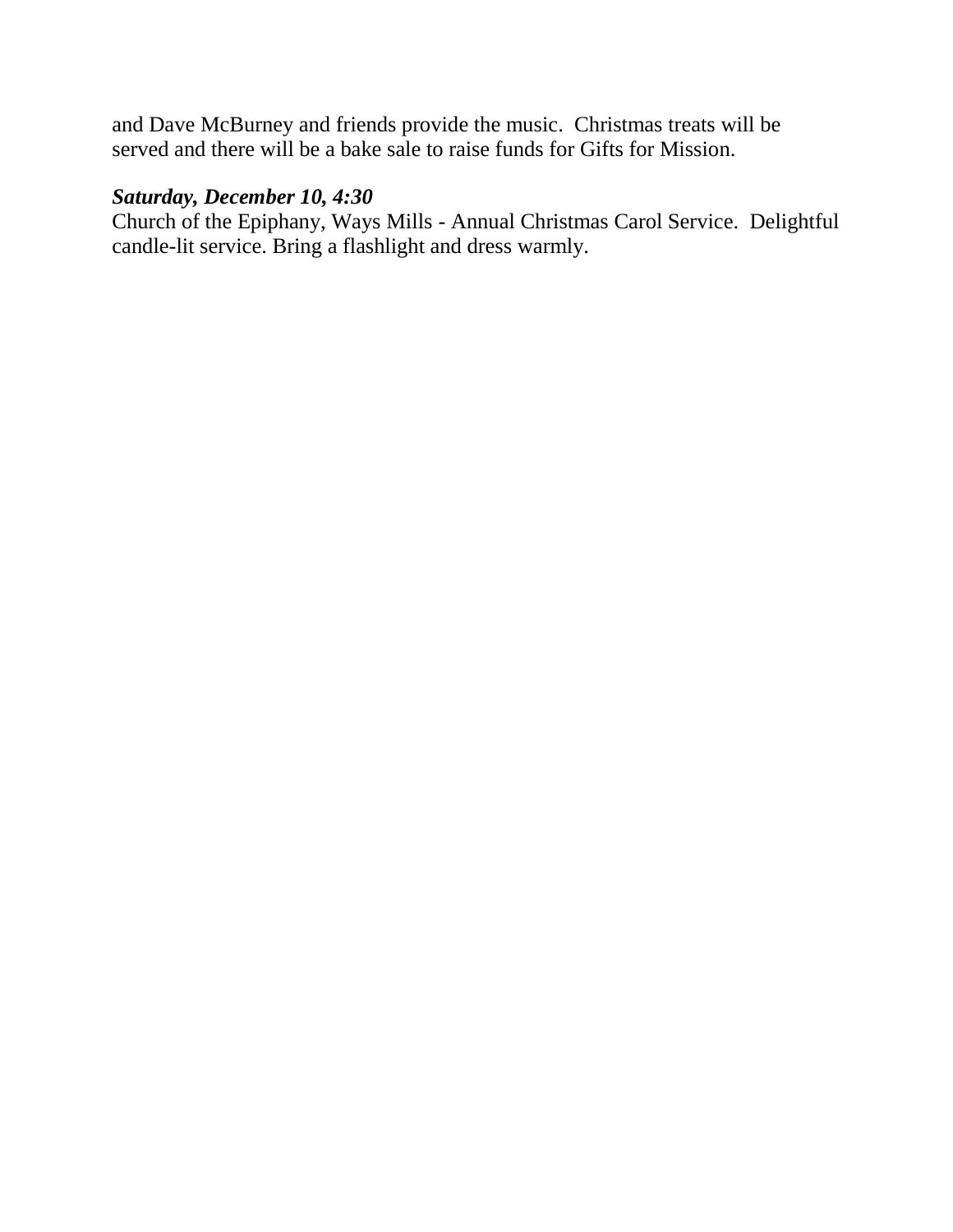and Dave McBurney and friends provide the music. Christmas treats will be served and there will be a bake sale to raise funds for Gifts for Mission.

***Saturday, December 10, 4:30***

Church of the Epiphany, Ways Mills - Annual Christmas Carol Service. Delightful candle-lit service. Bring a flashlight and dress warmly.